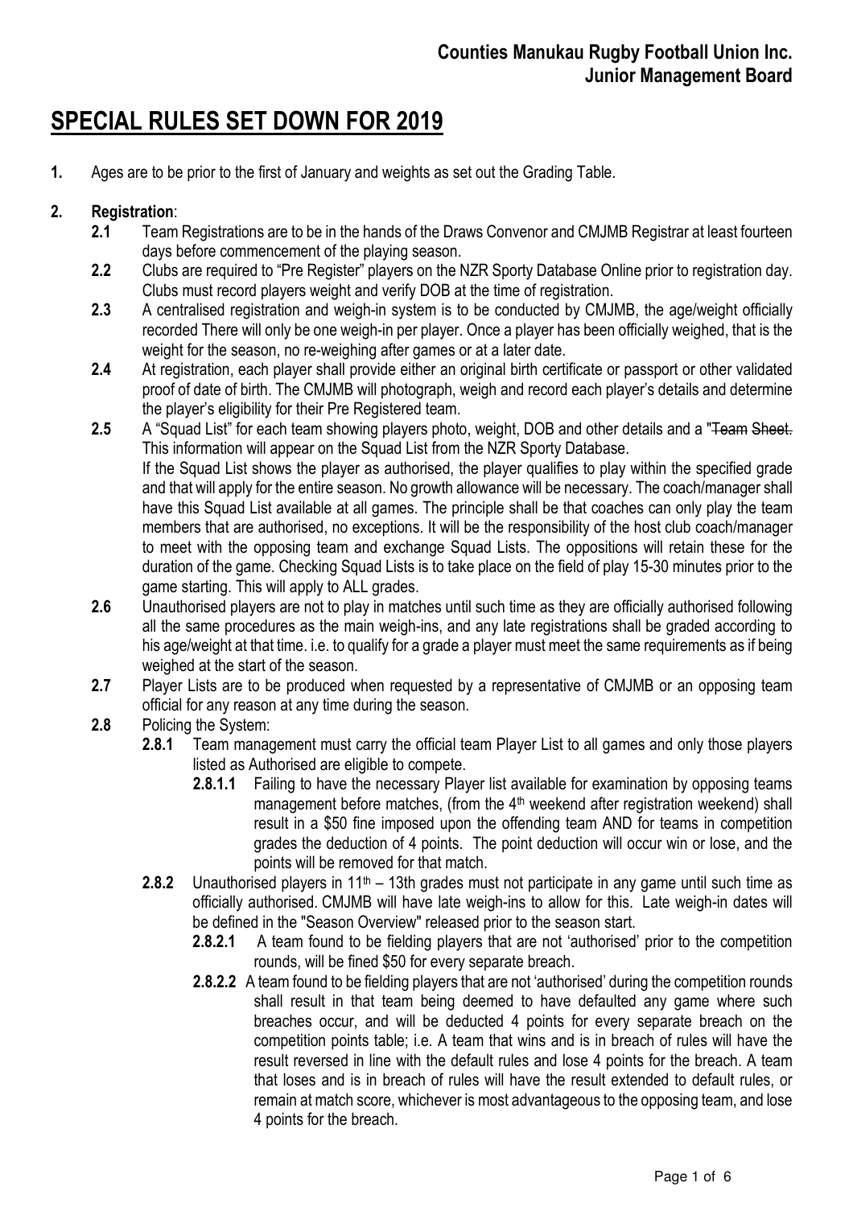**Counties Manukau Rugby Football Union Inc.**
**Junior Management Board**

# SPECIAL RULES SET DOWN FOR 2019

**1.** Ages are to be prior to the first of January and weights as set out the Grading Table.

**2. Registration**:

**2.1** Team Registrations are to be in the hands of the Draws Convenor and CMJMB Registrar at least fourteen days before commencement of the playing season.

**2.2** Clubs are required to "Pre Register" players on the NZR Sporty Database Online prior to registration day. Clubs must record players weight and verify DOB at the time of registration.

**2.3** A centralised registration and weigh-in system is to be conducted by CMJMB, the age/weight officially recorded There will only be one weigh-in per player. Once a player has been officially weighed, that is the weight for the season, no re-weighing after games or at a later date.

**2.4** At registration, each player shall provide either an original birth certificate or passport or other validated proof of date of birth. The CMJMB will photograph, weigh and record each player's details and determine the player's eligibility for their Pre Registered team.

**2.5** A "Squad List" for each team showing players photo, weight, DOB and other details and a "~~Team Sheet.~~ This information will appear on the Squad List from the NZR Sporty Database.
If the Squad List shows the player as authorised, the player qualifies to play within the specified grade and that will apply for the entire season. No growth allowance will be necessary. The coach/manager shall have this Squad List available at all games. The principle shall be that coaches can only play the team members that are authorised, no exceptions. It will be the responsibility of the host club coach/manager to meet with the opposing team and exchange Squad Lists. The oppositions will retain these for the duration of the game. Checking Squad Lists is to take place on the field of play 15-30 minutes prior to the game starting. This will apply to ALL grades.

**2.6** Unauthorised players are not to play in matches until such time as they are officially authorised following all the same procedures as the main weigh-ins, and any late registrations shall be graded according to his age/weight at that time. i.e. to qualify for a grade a player must meet the same requirements as if being weighed at the start of the season.

**2.7** Player Lists are to be produced when requested by a representative of CMJMB or an opposing team official for any reason at any time during the season.

**2.8** Policing the System:

**2.8.1** Team management must carry the official team Player List to all games and only those players listed as Authorised are eligible to compete.

**2.8.1.1** Failing to have the necessary Player list available for examination by opposing teams management before matches, (from the 4th weekend after registration weekend) shall result in a $50 fine imposed upon the offending team AND for teams in competition grades the deduction of 4 points. The point deduction will occur win or lose, and the points will be removed for that match.

**2.8.2** Unauthorised players in 11th – 13th grades must not participate in any game until such time as officially authorised. CMJMB will have late weigh-ins to allow for this. Late weigh-in dates will be defined in the "Season Overview" released prior to the season start.

**2.8.2.1** A team found to be fielding players that are not 'authorised' prior to the competition rounds, will be fined $50 for every separate breach.

**2.8.2.2** A team found to be fielding players that are not 'authorised' during the competition rounds shall result in that team being deemed to have defaulted any game where such breaches occur, and will be deducted 4 points for every separate breach on the competition points table; i.e. A team that wins and is in breach of rules will have the result reversed in line with the default rules and lose 4 points for the breach. A team that loses and is in breach of rules will have the result extended to default rules, or remain at match score, whichever is most advantageous to the opposing team, and lose 4 points for the breach.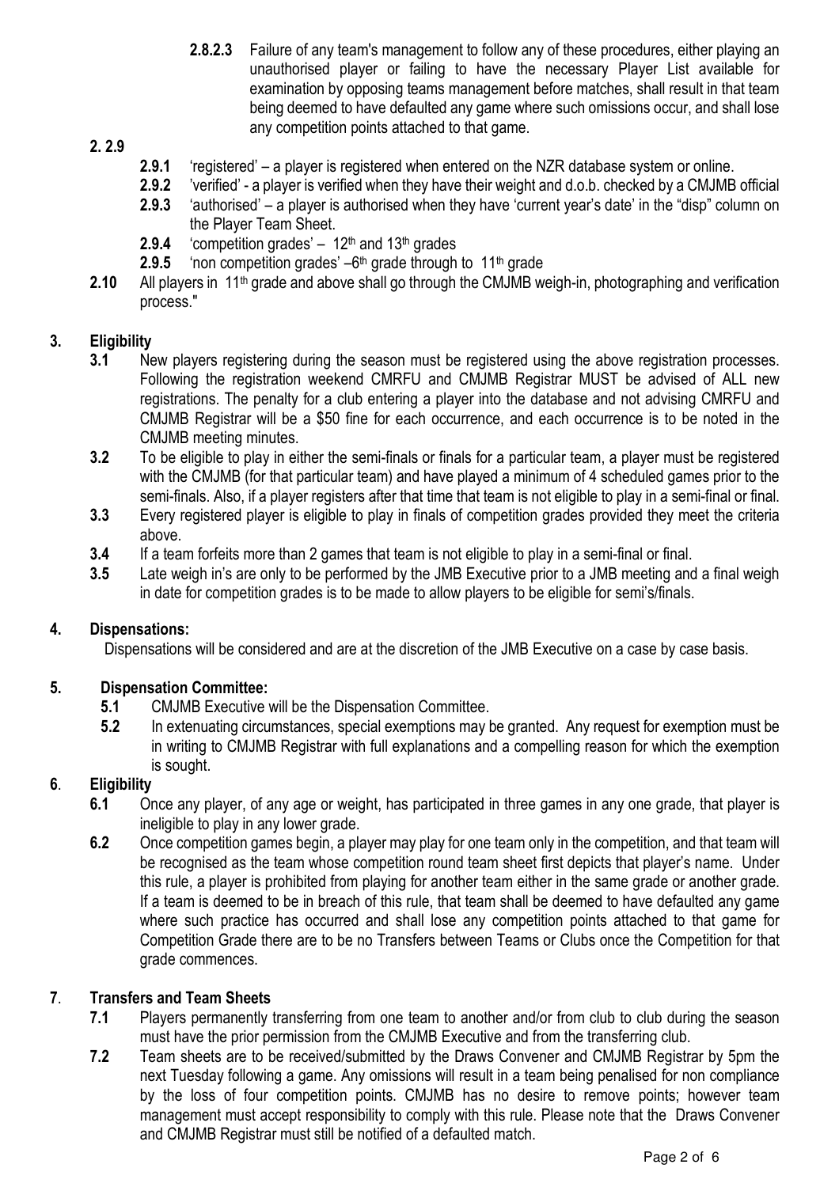**2.8.2.3** Failure of any team's management to follow any of these procedures, either playing an unauthorised player or failing to have the necessary Player List available for examination by opposing teams management before matches, shall result in that team being deemed to have defaulted any game where such omissions occur, and shall lose any competition points attached to that game.

**2. 2.9**

- **2.9.1** 'registered' – a player is registered when entered on the NZR database system or online.
- **2.9.2** 'verified' - a player is verified when they have their weight and d.o.b. checked by a CMJMB official
- **2.9.3** 'authorised' – a player is authorised when they have 'current year's date' in the "disp" column on the Player Team Sheet.
- **2.9.4** 'competition grades' – 12th and 13th grades
- **2.9.5** 'non competition grades' –6th grade through to 11th grade

**2.10** All players in 11th grade and above shall go through the CMJMB weigh-in, photographing and verification process."

## 3. Eligibility

**3.1** New players registering during the season must be registered using the above registration processes. Following the registration weekend CMRFU and CMJMB Registrar MUST be advised of ALL new registrations. The penalty for a club entering a player into the database and not advising CMRFU and CMJMB Registrar will be a $50 fine for each occurrence, and each occurrence is to be noted in the CMJMB meeting minutes.

**3.2** To be eligible to play in either the semi-finals or finals for a particular team, a player must be registered with the CMJMB (for that particular team) and have played a minimum of 4 scheduled games prior to the semi-finals. Also, if a player registers after that time that team is not eligible to play in a semi-final or final.

**3.3** Every registered player is eligible to play in finals of competition grades provided they meet the criteria above.

**3.4** If a team forfeits more than 2 games that team is not eligible to play in a semi-final or final.

**3.5** Late weigh in's are only to be performed by the JMB Executive prior to a JMB meeting and a final weigh in date for competition grades is to be made to allow players to be eligible for semi's/finals.

## 4. Dispensations:

Dispensations will be considered and are at the discretion of the JMB Executive on a case by case basis.

## 5. Dispensation Committee:

**5.1** CMJMB Executive will be the Dispensation Committee.

**5.2** In extenuating circumstances, special exemptions may be granted. Any request for exemption must be in writing to CMJMB Registrar with full explanations and a compelling reason for which the exemption is sought.

## 6. Eligibility

**6.1** Once any player, of any age or weight, has participated in three games in any one grade, that player is ineligible to play in any lower grade.

**6.2** Once competition games begin, a player may play for one team only in the competition, and that team will be recognised as the team whose competition round team sheet first depicts that player's name. Under this rule, a player is prohibited from playing for another team either in the same grade or another grade. If a team is deemed to be in breach of this rule, that team shall be deemed to have defaulted any game where such practice has occurred and shall lose any competition points attached to that game for Competition Grade there are to be no Transfers between Teams or Clubs once the Competition for that grade commences.

## 7. Transfers and Team Sheets

**7.1** Players permanently transferring from one team to another and/or from club to club during the season must have the prior permission from the CMJMB Executive and from the transferring club.

**7.2** Team sheets are to be received/submitted by the Draws Convener and CMJMB Registrar by 5pm the next Tuesday following a game. Any omissions will result in a team being penalised for non compliance by the loss of four competition points. CMJMB has no desire to remove points; however team management must accept responsibility to comply with this rule. Please note that the Draws Convener and CMJMB Registrar must still be notified of a defaulted match.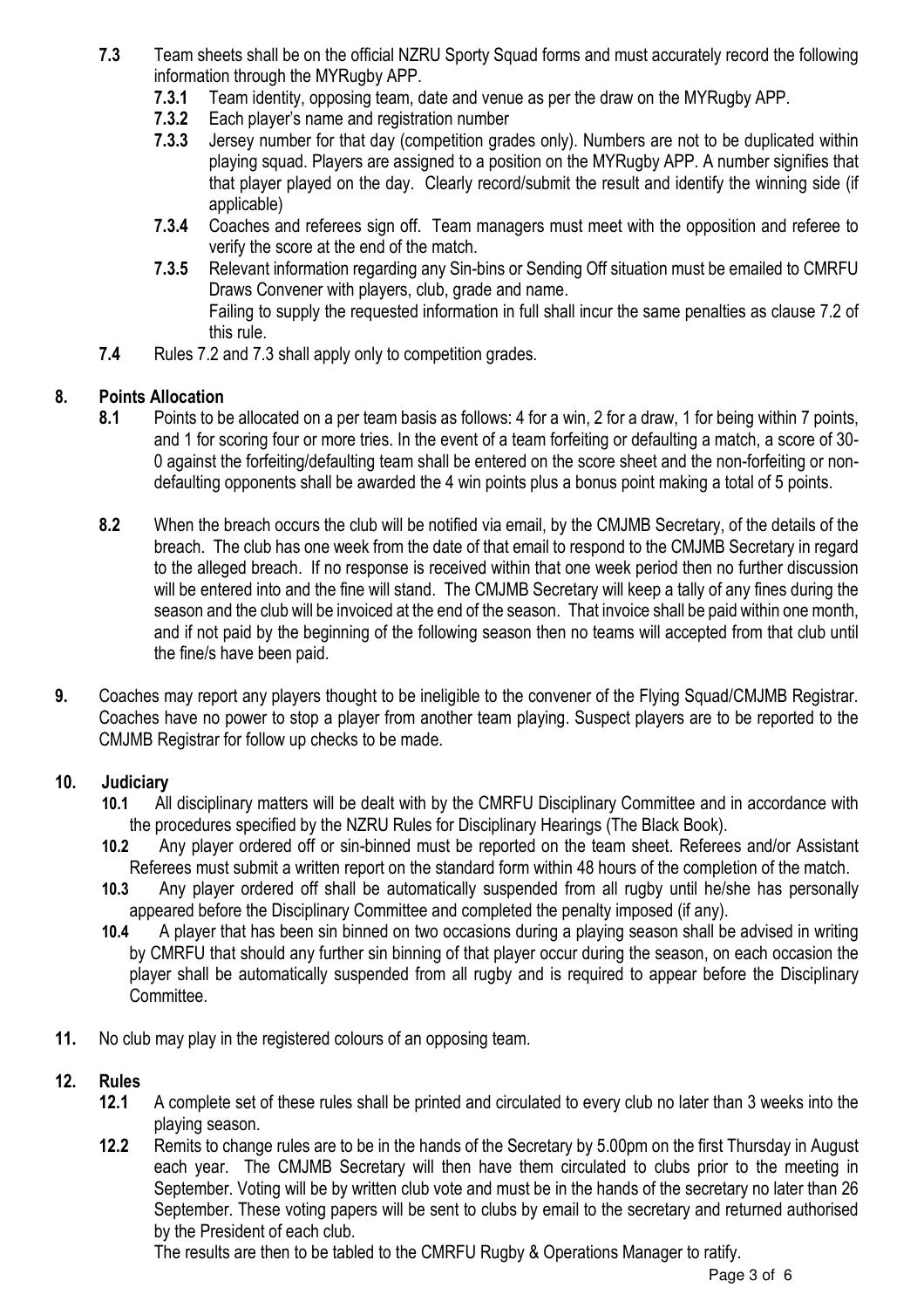**7.3** Team sheets shall be on the official NZRU Sporty Squad forms and must accurately record the following information through the MYRugby APP.

- **7.3.1** Team identity, opposing team, date and venue as per the draw on the MYRugby APP.
- **7.3.2** Each player's name and registration number
- **7.3.3** Jersey number for that day (competition grades only). Numbers are not to be duplicated within playing squad. Players are assigned to a position on the MYRugby APP. A number signifies that that player played on the day. Clearly record/submit the result and identify the winning side (if applicable)
- **7.3.4** Coaches and referees sign off. Team managers must meet with the opposition and referee to verify the score at the end of the match.
- **7.3.5** Relevant information regarding any Sin-bins or Sending Off situation must be emailed to CMRFU Draws Convener with players, club, grade and name.
  Failing to supply the requested information in full shall incur the same penalties as clause 7.2 of this rule.

**7.4** Rules 7.2 and 7.3 shall apply only to competition grades.

## 8. Points Allocation

**8.1** Points to be allocated on a per team basis as follows: 4 for a win, 2 for a draw, 1 for being within 7 points, and 1 for scoring four or more tries. In the event of a team forfeiting or defaulting a match, a score of 30-0 against the forfeiting/defaulting team shall be entered on the score sheet and the non-forfeiting or non-defaulting opponents shall be awarded the 4 win points plus a bonus point making a total of 5 points.

**8.2** When the breach occurs the club will be notified via email, by the CMJMB Secretary, of the details of the breach. The club has one week from the date of that email to respond to the CMJMB Secretary in regard to the alleged breach. If no response is received within that one week period then no further discussion will be entered into and the fine will stand. The CMJMB Secretary will keep a tally of any fines during the season and the club will be invoiced at the end of the season. That invoice shall be paid within one month, and if not paid by the beginning of the following season then no teams will accepted from that club until the fine/s have been paid.

**9.** Coaches may report any players thought to be ineligible to the convener of the Flying Squad/CMJMB Registrar. Coaches have no power to stop a player from another team playing. Suspect players are to be reported to the CMJMB Registrar for follow up checks to be made.

## 10. Judiciary

**10.1** All disciplinary matters will be dealt with by the CMRFU Disciplinary Committee and in accordance with the procedures specified by the NZRU Rules for Disciplinary Hearings (The Black Book).

**10.2** Any player ordered off or sin-binned must be reported on the team sheet. Referees and/or Assistant Referees must submit a written report on the standard form within 48 hours of the completion of the match.

**10.3** Any player ordered off shall be automatically suspended from all rugby until he/she has personally appeared before the Disciplinary Committee and completed the penalty imposed (if any).

**10.4** A player that has been sin binned on two occasions during a playing season shall be advised in writing by CMRFU that should any further sin binning of that player occur during the season, on each occasion the player shall be automatically suspended from all rugby and is required to appear before the Disciplinary Committee.

**11.** No club may play in the registered colours of an opposing team.

## 12. Rules

**12.1** A complete set of these rules shall be printed and circulated to every club no later than 3 weeks into the playing season.

**12.2** Remits to change rules are to be in the hands of the Secretary by 5.00pm on the first Thursday in August each year. The CMJMB Secretary will then have them circulated to clubs prior to the meeting in September. Voting will be by written club vote and must be in the hands of the secretary no later than 26 September. These voting papers will be sent to clubs by email to the secretary and returned authorised by the President of each club.

The results are then to be tabled to the CMRFU Rugby & Operations Manager to ratify.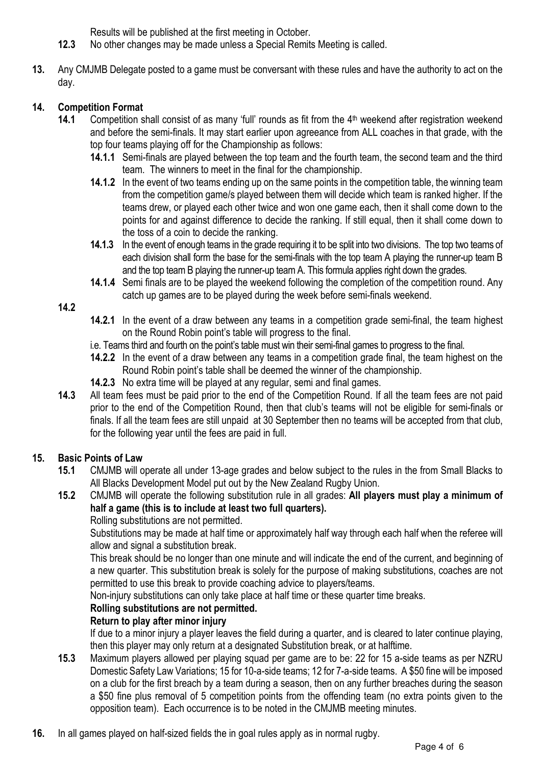Results will be published at the first meeting in October.

**12.3** No other changes may be made unless a Special Remits Meeting is called.

**13.** Any CMJMB Delegate posted to a game must be conversant with these rules and have the authority to act on the day.

**14. Competition Format**

**14.1** Competition shall consist of as many 'full' rounds as fit from the 4th weekend after registration weekend and before the semi-finals. It may start earlier upon agreeance from ALL coaches in that grade, with the top four teams playing off for the Championship as follows:

**14.1.1** Semi-finals are played between the top team and the fourth team, the second team and the third team. The winners to meet in the final for the championship.

**14.1.2** In the event of two teams ending up on the same points in the competition table, the winning team from the competition game/s played between them will decide which team is ranked higher. If the teams drew, or played each other twice and won one game each, then it shall come down to the points for and against difference to decide the ranking. If still equal, then it shall come down to the toss of a coin to decide the ranking.

**14.1.3** In the event of enough teams in the grade requiring it to be split into two divisions. The top two teams of each division shall form the base for the semi-finals with the top team A playing the runner-up team B and the top team B playing the runner-up team A. This formula applies right down the grades.

**14.1.4** Semi finals are to be played the weekend following the completion of the competition round. Any catch up games are to be played during the week before semi-finals weekend.

**14.2**

**14.2.1** In the event of a draw between any teams in a competition grade semi-final, the team highest on the Round Robin point's table will progress to the final.

i.e. Teams third and fourth on the point's table must win their semi-final games to progress to the final.

**14.2.2** In the event of a draw between any teams in a competition grade final, the team highest on the Round Robin point's table shall be deemed the winner of the championship.

**14.2.3** No extra time will be played at any regular, semi and final games.

**14.3** All team fees must be paid prior to the end of the Competition Round. If all the team fees are not paid prior to the end of the Competition Round, then that club's teams will not be eligible for semi-finals or finals. If all the team fees are still unpaid at 30 September then no teams will be accepted from that club, for the following year until the fees are paid in full.

**15. Basic Points of Law**

**15.1** CMJMB will operate all under 13-age grades and below subject to the rules in the from Small Blacks to All Blacks Development Model put out by the New Zealand Rugby Union.

**15.2** CMJMB will operate the following substitution rule in all grades: **All players must play a minimum of half a game (this is to include at least two full quarters).**

Rolling substitutions are not permitted.

Substitutions may be made at half time or approximately half way through each half when the referee will allow and signal a substitution break.

This break should be no longer than one minute and will indicate the end of the current, and beginning of a new quarter. This substitution break is solely for the purpose of making substitutions, coaches are not permitted to use this break to provide coaching advice to players/teams.

Non-injury substitutions can only take place at half time or these quarter time breaks.

**Rolling substitutions are not permitted.**

**Return to play after minor injury**

If due to a minor injury a player leaves the field during a quarter, and is cleared to later continue playing, then this player may only return at a designated Substitution break, or at halftime.

**15.3** Maximum players allowed per playing squad per game are to be: 22 for 15 a-side teams as per NZRU Domestic Safety Law Variations; 15 for 10-a-side teams; 12 for 7-a-side teams. A $50 fine will be imposed on a club for the first breach by a team during a season, then on any further breaches during the season a $50 fine plus removal of 5 competition points from the offending team (no extra points given to the opposition team). Each occurrence is to be noted in the CMJMB meeting minutes.

**16.** In all games played on half-sized fields the in goal rules apply as in normal rugby.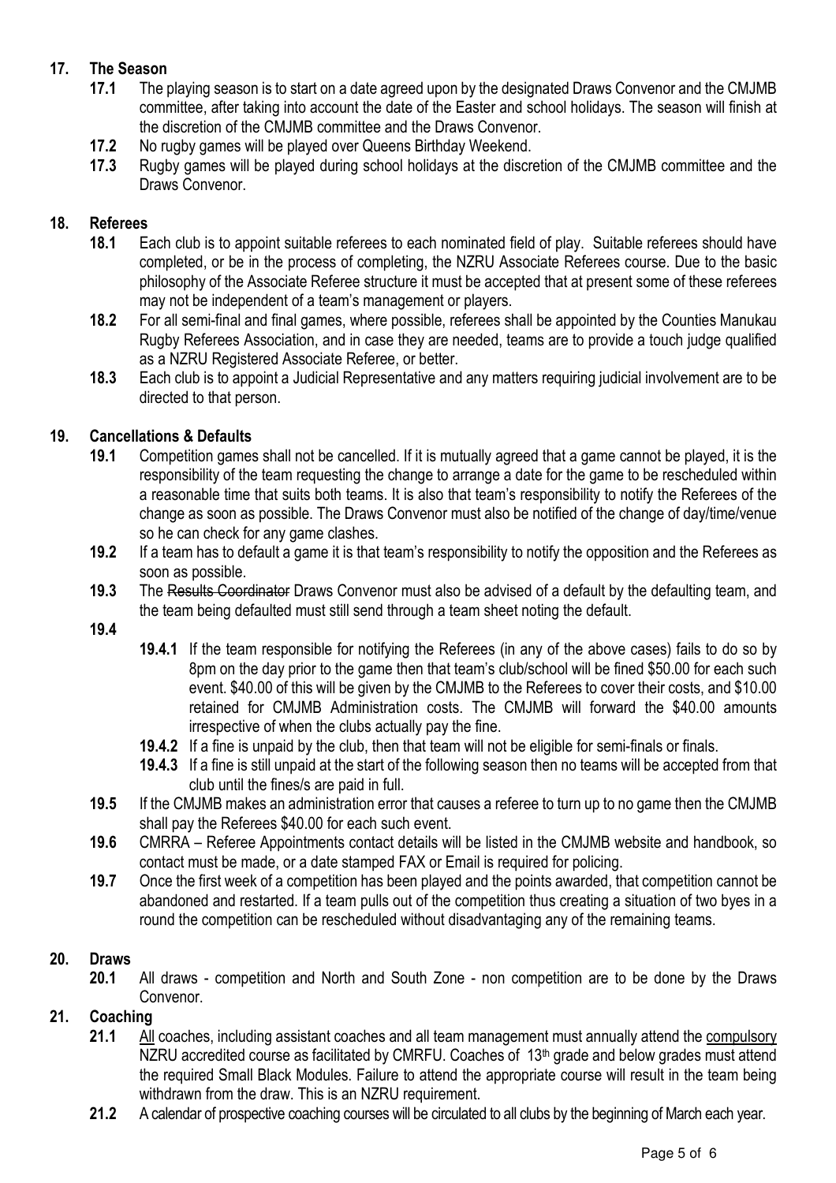## 17. The Season

**17.1** The playing season is to start on a date agreed upon by the designated Draws Convenor and the CMJMB committee, after taking into account the date of the Easter and school holidays. The season will finish at the discretion of the CMJMB committee and the Draws Convenor.

**17.2** No rugby games will be played over Queens Birthday Weekend.

**17.3** Rugby games will be played during school holidays at the discretion of the CMJMB committee and the Draws Convenor.

## 18. Referees

**18.1** Each club is to appoint suitable referees to each nominated field of play. Suitable referees should have completed, or be in the process of completing, the NZRU Associate Referees course. Due to the basic philosophy of the Associate Referee structure it must be accepted that at present some of these referees may not be independent of a team's management or players.

**18.2** For all semi-final and final games, where possible, referees shall be appointed by the Counties Manukau Rugby Referees Association, and in case they are needed, teams are to provide a touch judge qualified as a NZRU Registered Associate Referee, or better.

**18.3** Each club is to appoint a Judicial Representative and any matters requiring judicial involvement are to be directed to that person.

## 19. Cancellations & Defaults

**19.1** Competition games shall not be cancelled. If it is mutually agreed that a game cannot be played, it is the responsibility of the team requesting the change to arrange a date for the game to be rescheduled within a reasonable time that suits both teams. It is also that team's responsibility to notify the Referees of the change as soon as possible. The Draws Convenor must also be notified of the change of day/time/venue so he can check for any game clashes.

**19.2** If a team has to default a game it is that team's responsibility to notify the opposition and the Referees as soon as possible.

**19.3** The ~~Results Coordinator~~ Draws Convenor must also be advised of a default by the defaulting team, and the team being defaulted must still send through a team sheet noting the default.

**19.4**

- **19.4.1** If the team responsible for notifying the Referees (in any of the above cases) fails to do so by 8pm on the day prior to the game then that team's club/school will be fined $50.00 for each such event. $40.00 of this will be given by the CMJMB to the Referees to cover their costs, and $10.00 retained for CMJMB Administration costs. The CMJMB will forward the $40.00 amounts irrespective of when the clubs actually pay the fine.
- **19.4.2** If a fine is unpaid by the club, then that team will not be eligible for semi-finals or finals.
- **19.4.3** If a fine is still unpaid at the start of the following season then no teams will be accepted from that club until the fines/s are paid in full.

**19.5** If the CMJMB makes an administration error that causes a referee to turn up to no game then the CMJMB shall pay the Referees $40.00 for each such event.

**19.6** CMRRA – Referee Appointments contact details will be listed in the CMJMB website and handbook, so contact must be made, or a date stamped FAX or Email is required for policing.

**19.7** Once the first week of a competition has been played and the points awarded, that competition cannot be abandoned and restarted. If a team pulls out of the competition thus creating a situation of two byes in a round the competition can be rescheduled without disadvantaging any of the remaining teams.

## 20. Draws

**20.1** All draws - competition and North and South Zone - non competition are to be done by the Draws Convenor.

## 21. Coaching

**21.1** <u>All</u> coaches, including assistant coaches and all team management must annually attend the <u>compulsory</u> NZRU accredited course as facilitated by CMRFU. Coaches of 13th grade and below grades must attend the required Small Black Modules. Failure to attend the appropriate course will result in the team being withdrawn from the draw. This is an NZRU requirement.

**21.2** A calendar of prospective coaching courses will be circulated to all clubs by the beginning of March each year.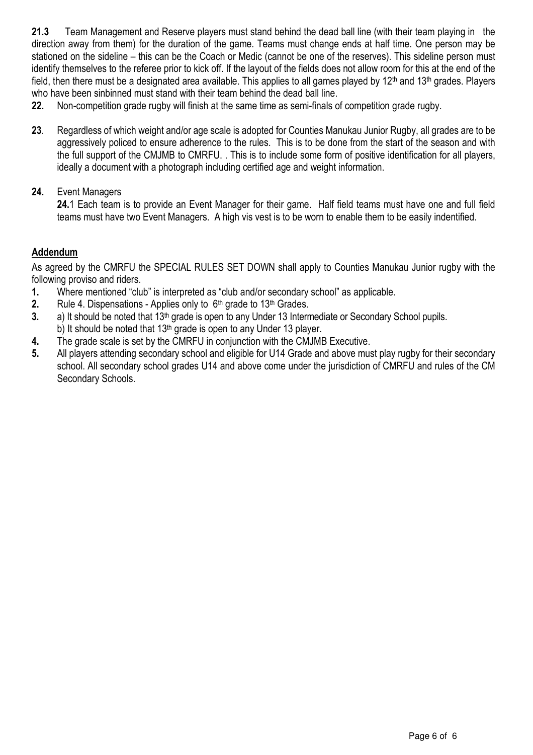**21.3** Team Management and Reserve players must stand behind the dead ball line (with their team playing in the direction away from them) for the duration of the game. Teams must change ends at half time. One person may be stationed on the sideline – this can be the Coach or Medic (cannot be one of the reserves). This sideline person must identify themselves to the referee prior to kick off. If the layout of the fields does not allow room for this at the end of the field, then there must be a designated area available. This applies to all games played by 12th and 13th grades. Players who have been sinbinned must stand with their team behind the dead ball line.

**22.** Non-competition grade rugby will finish at the same time as semi-finals of competition grade rugby.

**23**. Regardless of which weight and/or age scale is adopted for Counties Manukau Junior Rugby, all grades are to be aggressively policed to ensure adherence to the rules. This is to be done from the start of the season and with the full support of the CMJMB to CMRFU. . This is to include some form of positive identification for all players, ideally a document with a photograph including certified age and weight information.

**24.** Event Managers

**24.**1 Each team is to provide an Event Manager for their game. Half field teams must have one and full field teams must have two Event Managers. A high vis vest is to be worn to enable them to be easily indentified.

## Addendum

As agreed by the CMRFU the SPECIAL RULES SET DOWN shall apply to Counties Manukau Junior rugby with the following proviso and riders.

**1.** Where mentioned "club" is interpreted as "club and/or secondary school" as applicable.

**2.** Rule 4. Dispensations - Applies only to 6th grade to 13th Grades.

**3.** a) It should be noted that 13th grade is open to any Under 13 Intermediate or Secondary School pupils.
b) It should be noted that 13th grade is open to any Under 13 player.

**4.** The grade scale is set by the CMRFU in conjunction with the CMJMB Executive.

**5.** All players attending secondary school and eligible for U14 Grade and above must play rugby for their secondary school. All secondary school grades U14 and above come under the jurisdiction of CMRFU and rules of the CM Secondary Schools.